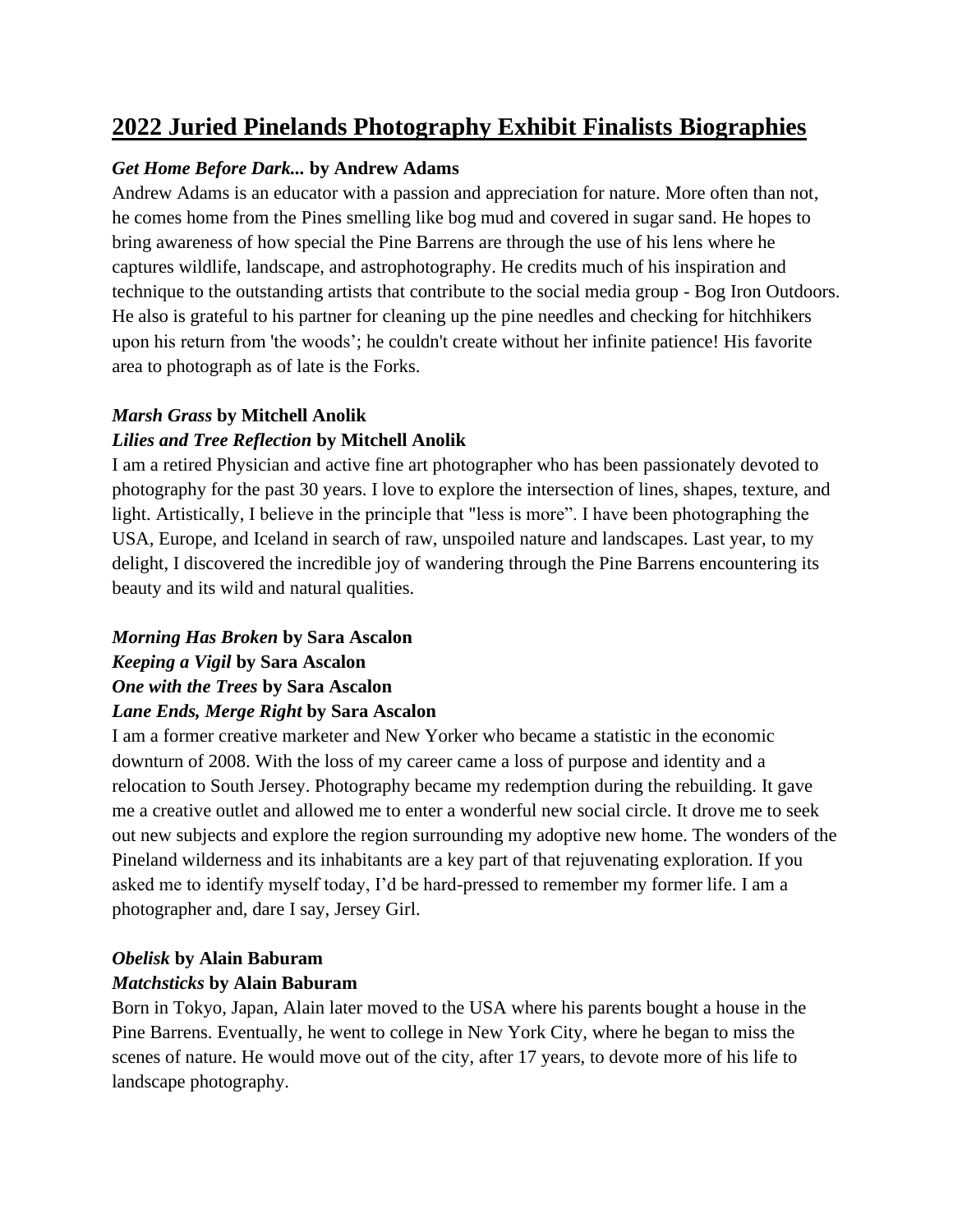# 2022 Juried Pinelands Photography Exhibit Finalists Biographies

***Get Home Before Dark...* by Andrew Adams**

Andrew Adams is an educator with a passion and appreciation for nature. More often than not, he comes home from the Pines smelling like bog mud and covered in sugar sand. He hopes to bring awareness of how special the Pine Barrens are through the use of his lens where he captures wildlife, landscape, and astrophotography. He credits much of his inspiration and technique to the outstanding artists that contribute to the social media group - Bog Iron Outdoors. He also is grateful to his partner for cleaning up the pine needles and checking for hitchhikers upon his return from 'the woods'; he couldn't create without her infinite patience! His favorite area to photograph as of late is the Forks.

***Marsh Grass* by Mitchell Anolik**

***Lilies and Tree Reflection* by Mitchell Anolik**

I am a retired Physician and active fine art photographer who has been passionately devoted to photography for the past 30 years. I love to explore the intersection of lines, shapes, texture, and light. Artistically, I believe in the principle that "less is more". I have been photographing the USA, Europe, and Iceland in search of raw, unspoiled nature and landscapes. Last year, to my delight, I discovered the incredible joy of wandering through the Pine Barrens encountering its beauty and its wild and natural qualities.

***Morning Has Broken* by Sara Ascalon**

***Keeping a Vigil* by Sara Ascalon**

***One with the Trees* by Sara Ascalon**

***Lane Ends, Merge Right* by Sara Ascalon**

I am a former creative marketer and New Yorker who became a statistic in the economic downturn of 2008. With the loss of my career came a loss of purpose and identity and a relocation to South Jersey. Photography became my redemption during the rebuilding. It gave me a creative outlet and allowed me to enter a wonderful new social circle. It drove me to seek out new subjects and explore the region surrounding my adoptive new home. The wonders of the Pineland wilderness and its inhabitants are a key part of that rejuvenating exploration. If you asked me to identify myself today, I'd be hard-pressed to remember my former life. I am a photographer and, dare I say, Jersey Girl.

***Obelisk* by Alain Baburam**

***Matchsticks* by Alain Baburam**

Born in Tokyo, Japan, Alain later moved to the USA where his parents bought a house in the Pine Barrens. Eventually, he went to college in New York City, where he began to miss the scenes of nature. He would move out of the city, after 17 years, to devote more of his life to landscape photography.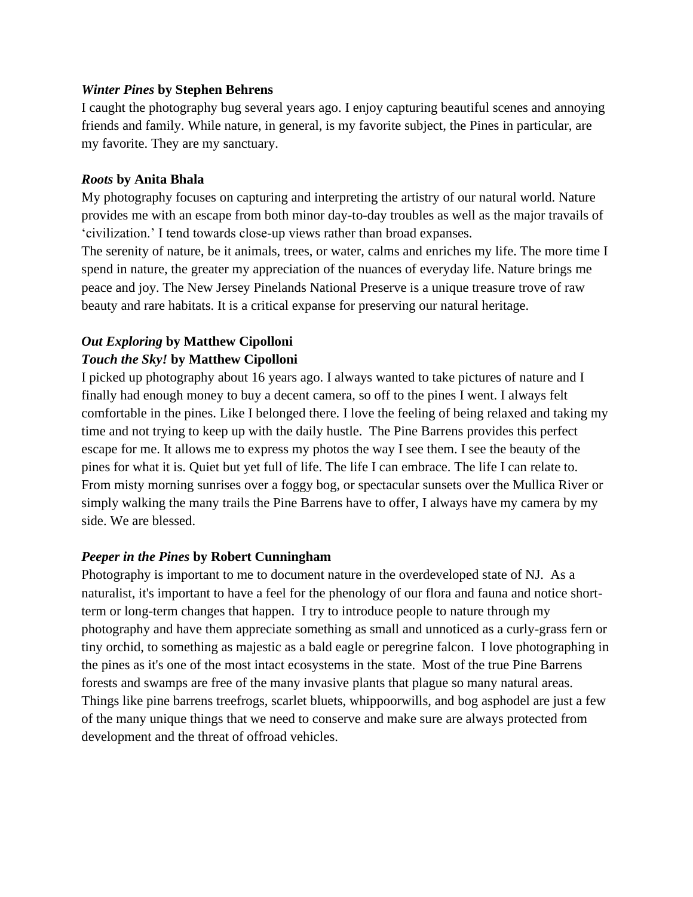***Winter Pines*** **by Stephen Behrens**
I caught the photography bug several years ago. I enjoy capturing beautiful scenes and annoying friends and family. While nature, in general, is my favorite subject, the Pines in particular, are my favorite. They are my sanctuary.

***Roots*** **by Anita Bhala**
My photography focuses on capturing and interpreting the artistry of our natural world. Nature provides me with an escape from both minor day-to-day troubles as well as the major travails of 'civilization.' I tend towards close-up views rather than broad expanses.
The serenity of nature, be it animals, trees, or water, calms and enriches my life. The more time I spend in nature, the greater my appreciation of the nuances of everyday life. Nature brings me peace and joy. The New Jersey Pinelands National Preserve is a unique treasure trove of raw beauty and rare habitats. It is a critical expanse for preserving our natural heritage.

***Out Exploring*** **by Matthew Cipolloni**
***Touch the Sky!*** **by Matthew Cipolloni**
I picked up photography about 16 years ago. I always wanted to take pictures of nature and I finally had enough money to buy a decent camera, so off to the pines I went. I always felt comfortable in the pines. Like I belonged there. I love the feeling of being relaxed and taking my time and not trying to keep up with the daily hustle. The Pine Barrens provides this perfect escape for me. It allows me to express my photos the way I see them. I see the beauty of the pines for what it is. Quiet but yet full of life. The life I can embrace. The life I can relate to. From misty morning sunrises over a foggy bog, or spectacular sunsets over the Mullica River or simply walking the many trails the Pine Barrens have to offer, I always have my camera by my side. We are blessed.

***Peeper in the Pines*** **by Robert Cunningham**
Photography is important to me to document nature in the overdeveloped state of NJ. As a naturalist, it's important to have a feel for the phenology of our flora and fauna and notice short-term or long-term changes that happen. I try to introduce people to nature through my photography and have them appreciate something as small and unnoticed as a curly-grass fern or tiny orchid, to something as majestic as a bald eagle or peregrine falcon. I love photographing in the pines as it's one of the most intact ecosystems in the state. Most of the true Pine Barrens forests and swamps are free of the many invasive plants that plague so many natural areas. Things like pine barrens treefrogs, scarlet bluets, whippoorwills, and bog asphodel are just a few of the many unique things that we need to conserve and make sure are always protected from development and the threat of offroad vehicles.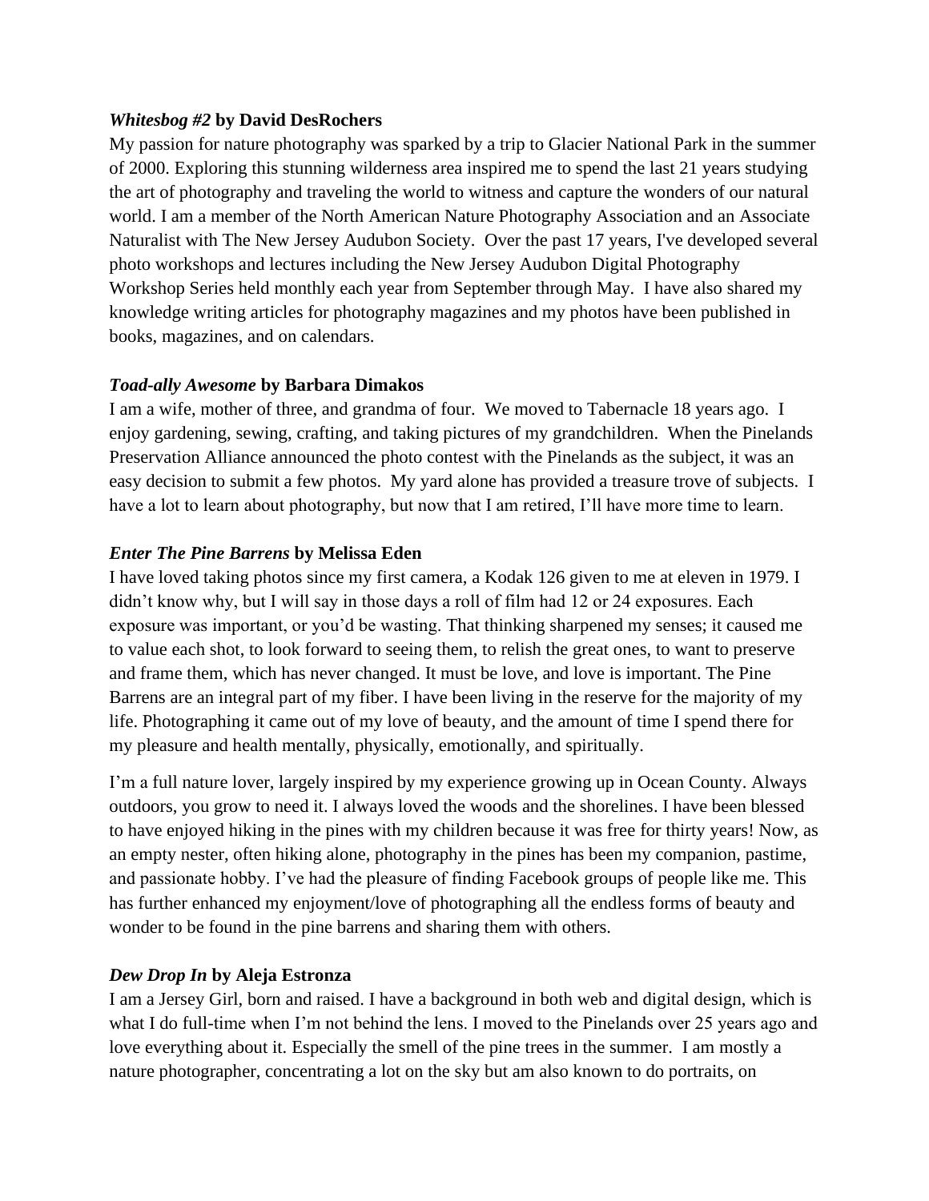***Whitesbog #2* by David DesRochers**

My passion for nature photography was sparked by a trip to Glacier National Park in the summer of 2000. Exploring this stunning wilderness area inspired me to spend the last 21 years studying the art of photography and traveling the world to witness and capture the wonders of our natural world. I am a member of the North American Nature Photography Association and an Associate Naturalist with The New Jersey Audubon Society. Over the past 17 years, I've developed several photo workshops and lectures including the New Jersey Audubon Digital Photography Workshop Series held monthly each year from September through May. I have also shared my knowledge writing articles for photography magazines and my photos have been published in books, magazines, and on calendars.

***Toad-ally Awesome* by Barbara Dimakos**

I am a wife, mother of three, and grandma of four. We moved to Tabernacle 18 years ago. I enjoy gardening, sewing, crafting, and taking pictures of my grandchildren. When the Pinelands Preservation Alliance announced the photo contest with the Pinelands as the subject, it was an easy decision to submit a few photos. My yard alone has provided a treasure trove of subjects. I have a lot to learn about photography, but now that I am retired, I'll have more time to learn.

***Enter The Pine Barrens* by Melissa Eden**

I have loved taking photos since my first camera, a Kodak 126 given to me at eleven in 1979. I didn't know why, but I will say in those days a roll of film had 12 or 24 exposures. Each exposure was important, or you'd be wasting. That thinking sharpened my senses; it caused me to value each shot, to look forward to seeing them, to relish the great ones, to want to preserve and frame them, which has never changed. It must be love, and love is important. The Pine Barrens are an integral part of my fiber. I have been living in the reserve for the majority of my life. Photographing it came out of my love of beauty, and the amount of time I spend there for my pleasure and health mentally, physically, emotionally, and spiritually.

I'm a full nature lover, largely inspired by my experience growing up in Ocean County. Always outdoors, you grow to need it. I always loved the woods and the shorelines. I have been blessed to have enjoyed hiking in the pines with my children because it was free for thirty years! Now, as an empty nester, often hiking alone, photography in the pines has been my companion, pastime, and passionate hobby. I've had the pleasure of finding Facebook groups of people like me. This has further enhanced my enjoyment/love of photographing all the endless forms of beauty and wonder to be found in the pine barrens and sharing them with others.

***Dew Drop In* by Aleja Estronza**

I am a Jersey Girl, born and raised. I have a background in both web and digital design, which is what I do full-time when I'm not behind the lens. I moved to the Pinelands over 25 years ago and love everything about it. Especially the smell of the pine trees in the summer. I am mostly a nature photographer, concentrating a lot on the sky but am also known to do portraits, on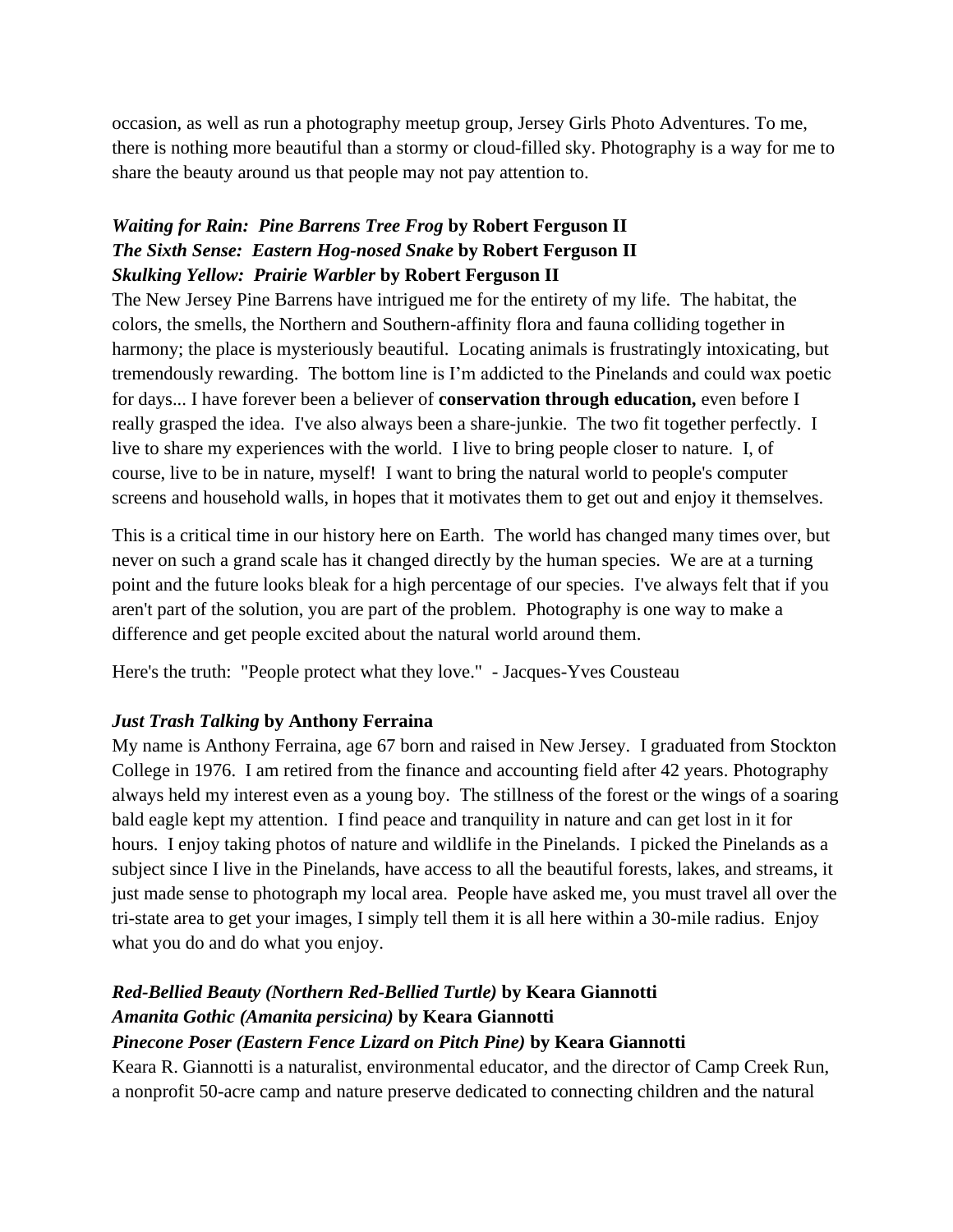occasion, as well as run a photography meetup group, Jersey Girls Photo Adventures. To me, there is nothing more beautiful than a stormy or cloud-filled sky. Photography is a way for me to share the beauty around us that people may not pay attention to.

***Waiting for Rain: Pine Barrens Tree Frog*** **by Robert Ferguson II**
***The Sixth Sense: Eastern Hog-nosed Snake*** **by Robert Ferguson II**
***Skulking Yellow: Prairie Warbler*** **by Robert Ferguson II**

The New Jersey Pine Barrens have intrigued me for the entirety of my life. The habitat, the colors, the smells, the Northern and Southern-affinity flora and fauna colliding together in harmony; the place is mysteriously beautiful. Locating animals is frustratingly intoxicating, but tremendously rewarding. The bottom line is I'm addicted to the Pinelands and could wax poetic for days... I have forever been a believer of **conservation through education,** even before I really grasped the idea. I've also always been a share-junkie. The two fit together perfectly. I live to share my experiences with the world. I live to bring people closer to nature. I, of course, live to be in nature, myself! I want to bring the natural world to people's computer screens and household walls, in hopes that it motivates them to get out and enjoy it themselves.

This is a critical time in our history here on Earth. The world has changed many times over, but never on such a grand scale has it changed directly by the human species. We are at a turning point and the future looks bleak for a high percentage of our species. I've always felt that if you aren't part of the solution, you are part of the problem. Photography is one way to make a difference and get people excited about the natural world around them.

Here's the truth: "People protect what they love." - Jacques-Yves Cousteau

***Just Trash Talking*** **by Anthony Ferraina**

My name is Anthony Ferraina, age 67 born and raised in New Jersey. I graduated from Stockton College in 1976. I am retired from the finance and accounting field after 42 years. Photography always held my interest even as a young boy. The stillness of the forest or the wings of a soaring bald eagle kept my attention. I find peace and tranquility in nature and can get lost in it for hours. I enjoy taking photos of nature and wildlife in the Pinelands. I picked the Pinelands as a subject since I live in the Pinelands, have access to all the beautiful forests, lakes, and streams, it just made sense to photograph my local area. People have asked me, you must travel all over the tri-state area to get your images, I simply tell them it is all here within a 30-mile radius. Enjoy what you do and do what you enjoy.

***Red-Bellied Beauty (Northern Red-Bellied Turtle)*** **by Keara Giannotti**
***Amanita Gothic (Amanita persicina)*** **by Keara Giannotti**
***Pinecone Poser (Eastern Fence Lizard on Pitch Pine)*** **by Keara Giannotti**

Keara R. Giannotti is a naturalist, environmental educator, and the director of Camp Creek Run, a nonprofit 50-acre camp and nature preserve dedicated to connecting children and the natural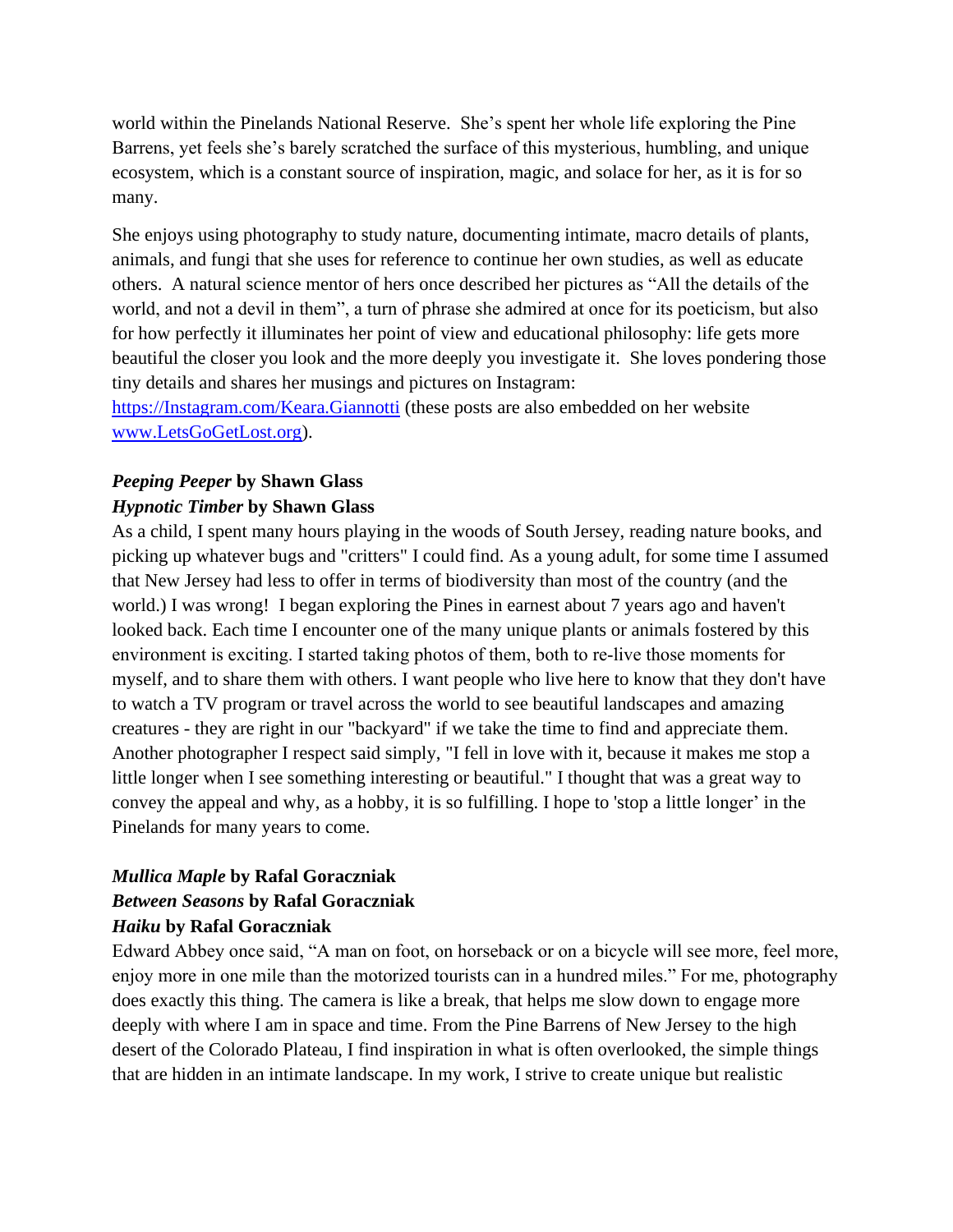world within the Pinelands National Reserve. She's spent her whole life exploring the Pine Barrens, yet feels she's barely scratched the surface of this mysterious, humbling, and unique ecosystem, which is a constant source of inspiration, magic, and solace for her, as it is for so many.

She enjoys using photography to study nature, documenting intimate, macro details of plants, animals, and fungi that she uses for reference to continue her own studies, as well as educate others. A natural science mentor of hers once described her pictures as "All the details of the world, and not a devil in them", a turn of phrase she admired at once for its poeticism, but also for how perfectly it illuminates her point of view and educational philosophy: life gets more beautiful the closer you look and the more deeply you investigate it. She loves pondering those tiny details and shares her musings and pictures on Instagram: [https://Instagram.com/Keara.Giannotti](https://Instagram.com/Keara.Giannotti) (these posts are also embedded on her website [www.LetsGoGetLost.org](www.LetsGoGetLost.org)).

***Peeping Peeper* by Shawn Glass**
***Hypnotic Timber* by Shawn Glass**

As a child, I spent many hours playing in the woods of South Jersey, reading nature books, and picking up whatever bugs and "critters" I could find. As a young adult, for some time I assumed that New Jersey had less to offer in terms of biodiversity than most of the country (and the world.) I was wrong! I began exploring the Pines in earnest about 7 years ago and haven't looked back. Each time I encounter one of the many unique plants or animals fostered by this environment is exciting. I started taking photos of them, both to re-live those moments for myself, and to share them with others. I want people who live here to know that they don't have to watch a TV program or travel across the world to see beautiful landscapes and amazing creatures - they are right in our "backyard" if we take the time to find and appreciate them. Another photographer I respect said simply, "I fell in love with it, because it makes me stop a little longer when I see something interesting or beautiful." I thought that was a great way to convey the appeal and why, as a hobby, it is so fulfilling. I hope to 'stop a little longer' in the Pinelands for many years to come.

***Mullica Maple* by Rafal Goraczniak**
***Between Seasons* by Rafal Goraczniak**
***Haiku* by Rafal Goraczniak**

Edward Abbey once said, "A man on foot, on horseback or on a bicycle will see more, feel more, enjoy more in one mile than the motorized tourists can in a hundred miles." For me, photography does exactly this thing. The camera is like a break, that helps me slow down to engage more deeply with where I am in space and time. From the Pine Barrens of New Jersey to the high desert of the Colorado Plateau, I find inspiration in what is often overlooked, the simple things that are hidden in an intimate landscape. In my work, I strive to create unique but realistic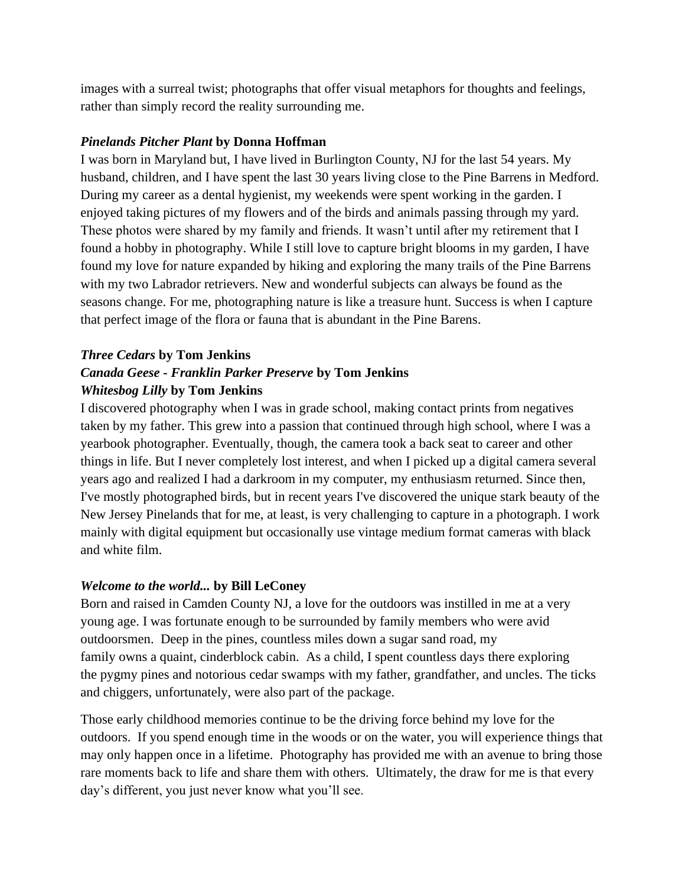images with a surreal twist; photographs that offer visual metaphors for thoughts and feelings, rather than simply record the reality surrounding me.

***Pinelands Pitcher Plant* by Donna Hoffman**

I was born in Maryland but, I have lived in Burlington County, NJ for the last 54 years. My husband, children, and I have spent the last 30 years living close to the Pine Barrens in Medford. During my career as a dental hygienist, my weekends were spent working in the garden. I enjoyed taking pictures of my flowers and of the birds and animals passing through my yard. These photos were shared by my family and friends. It wasn't until after my retirement that I found a hobby in photography. While I still love to capture bright blooms in my garden, I have found my love for nature expanded by hiking and exploring the many trails of the Pine Barrens with my two Labrador retrievers. New and wonderful subjects can always be found as the seasons change. For me, photographing nature is like a treasure hunt. Success is when I capture that perfect image of the flora or fauna that is abundant in the Pine Barens.

***Three Cedars* by Tom Jenkins**
***Canada Geese - Franklin Parker Preserve* by Tom Jenkins**
***Whitesbog Lilly* by Tom Jenkins**

I discovered photography when I was in grade school, making contact prints from negatives taken by my father. This grew into a passion that continued through high school, where I was a yearbook photographer. Eventually, though, the camera took a back seat to career and other things in life. But I never completely lost interest, and when I picked up a digital camera several years ago and realized I had a darkroom in my computer, my enthusiasm returned. Since then, I've mostly photographed birds, but in recent years I've discovered the unique stark beauty of the New Jersey Pinelands that for me, at least, is very challenging to capture in a photograph. I work mainly with digital equipment but occasionally use vintage medium format cameras with black and white film.

***Welcome to the world...* by Bill LeConey**

Born and raised in Camden County NJ, a love for the outdoors was instilled in me at a very young age. I was fortunate enough to be surrounded by family members who were avid outdoorsmen. Deep in the pines, countless miles down a sugar sand road, my family owns a quaint, cinderblock cabin. As a child, I spent countless days there exploring the pygmy pines and notorious cedar swamps with my father, grandfather, and uncles. The ticks and chiggers, unfortunately, were also part of the package.

Those early childhood memories continue to be the driving force behind my love for the outdoors. If you spend enough time in the woods or on the water, you will experience things that may only happen once in a lifetime. Photography has provided me with an avenue to bring those rare moments back to life and share them with others. Ultimately, the draw for me is that every day's different, you just never know what you'll see.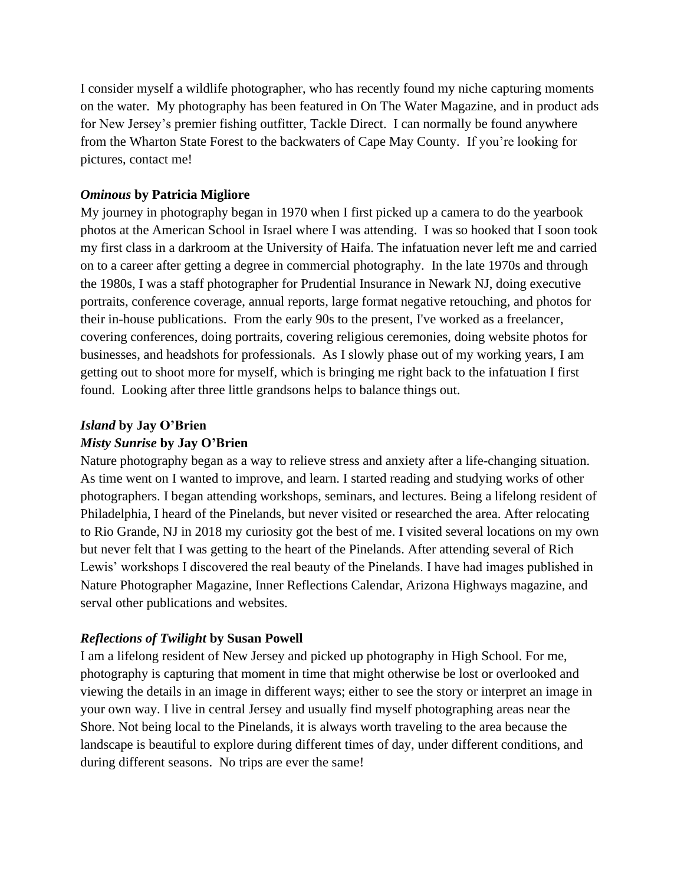I consider myself a wildlife photographer, who has recently found my niche capturing moments on the water. My photography has been featured in On The Water Magazine, and in product ads for New Jersey's premier fishing outfitter, Tackle Direct. I can normally be found anywhere from the Wharton State Forest to the backwaters of Cape May County. If you're looking for pictures, contact me!

***Ominous* by Patricia Migliore**

My journey in photography began in 1970 when I first picked up a camera to do the yearbook photos at the American School in Israel where I was attending. I was so hooked that I soon took my first class in a darkroom at the University of Haifa. The infatuation never left me and carried on to a career after getting a degree in commercial photography. In the late 1970s and through the 1980s, I was a staff photographer for Prudential Insurance in Newark NJ, doing executive portraits, conference coverage, annual reports, large format negative retouching, and photos for their in-house publications. From the early 90s to the present, I've worked as a freelancer, covering conferences, doing portraits, covering religious ceremonies, doing website photos for businesses, and headshots for professionals. As I slowly phase out of my working years, I am getting out to shoot more for myself, which is bringing me right back to the infatuation I first found. Looking after three little grandsons helps to balance things out.

***Island* by Jay O'Brien**
***Misty Sunrise* by Jay O'Brien**

Nature photography began as a way to relieve stress and anxiety after a life-changing situation. As time went on I wanted to improve, and learn. I started reading and studying works of other photographers. I began attending workshops, seminars, and lectures. Being a lifelong resident of Philadelphia, I heard of the Pinelands, but never visited or researched the area. After relocating to Rio Grande, NJ in 2018 my curiosity got the best of me. I visited several locations on my own but never felt that I was getting to the heart of the Pinelands. After attending several of Rich Lewis' workshops I discovered the real beauty of the Pinelands. I have had images published in Nature Photographer Magazine, Inner Reflections Calendar, Arizona Highways magazine, and serval other publications and websites.

***Reflections of Twilight* by Susan Powell**

I am a lifelong resident of New Jersey and picked up photography in High School. For me, photography is capturing that moment in time that might otherwise be lost or overlooked and viewing the details in an image in different ways; either to see the story or interpret an image in your own way. I live in central Jersey and usually find myself photographing areas near the Shore. Not being local to the Pinelands, it is always worth traveling to the area because the landscape is beautiful to explore during different times of day, under different conditions, and during different seasons. No trips are ever the same!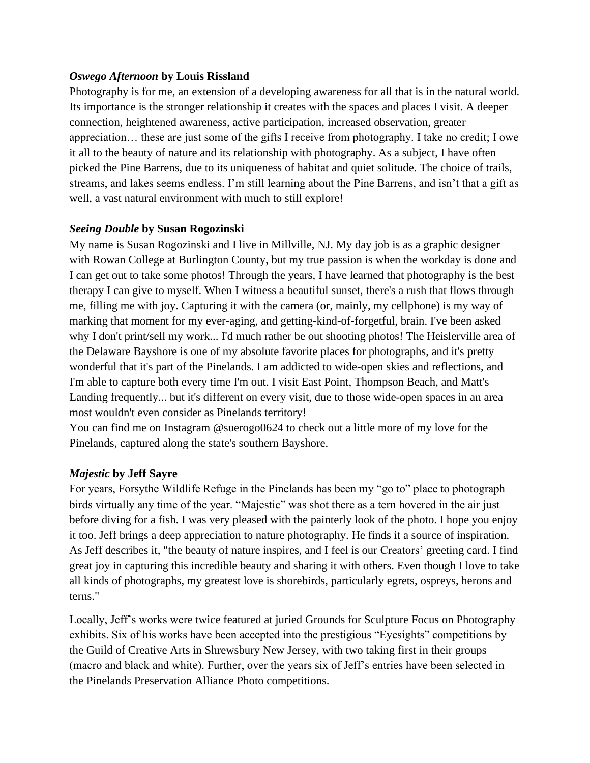***Oswego Afternoon* by Louis Rissland**

Photography is for me, an extension of a developing awareness for all that is in the natural world. Its importance is the stronger relationship it creates with the spaces and places I visit. A deeper connection, heightened awareness, active participation, increased observation, greater appreciation… these are just some of the gifts I receive from photography. I take no credit; I owe it all to the beauty of nature and its relationship with photography. As a subject, I have often picked the Pine Barrens, due to its uniqueness of habitat and quiet solitude. The choice of trails, streams, and lakes seems endless. I'm still learning about the Pine Barrens, and isn't that a gift as well, a vast natural environment with much to still explore!

***Seeing Double* by Susan Rogozinski**

My name is Susan Rogozinski and I live in Millville, NJ. My day job is as a graphic designer with Rowan College at Burlington County, but my true passion is when the workday is done and I can get out to take some photos! Through the years, I have learned that photography is the best therapy I can give to myself. When I witness a beautiful sunset, there's a rush that flows through me, filling me with joy. Capturing it with the camera (or, mainly, my cellphone) is my way of marking that moment for my ever-aging, and getting-kind-of-forgetful, brain. I've been asked why I don't print/sell my work... I'd much rather be out shooting photos! The Heislerville area of the Delaware Bayshore is one of my absolute favorite places for photographs, and it's pretty wonderful that it's part of the Pinelands. I am addicted to wide-open skies and reflections, and I'm able to capture both every time I'm out. I visit East Point, Thompson Beach, and Matt's Landing frequently... but it's different on every visit, due to those wide-open spaces in an area most wouldn't even consider as Pinelands territory!

You can find me on Instagram @suerogo0624 to check out a little more of my love for the Pinelands, captured along the state's southern Bayshore.

***Majestic* by Jeff Sayre**

For years, Forsythe Wildlife Refuge in the Pinelands has been my "go to" place to photograph birds virtually any time of the year. "Majestic" was shot there as a tern hovered in the air just before diving for a fish. I was very pleased with the painterly look of the photo. I hope you enjoy it too. Jeff brings a deep appreciation to nature photography. He finds it a source of inspiration. As Jeff describes it, "the beauty of nature inspires, and I feel is our Creators' greeting card. I find great joy in capturing this incredible beauty and sharing it with others. Even though I love to take all kinds of photographs, my greatest love is shorebirds, particularly egrets, ospreys, herons and terns."

Locally, Jeff's works were twice featured at juried Grounds for Sculpture Focus on Photography exhibits. Six of his works have been accepted into the prestigious "Eyesights" competitions by the Guild of Creative Arts in Shrewsbury New Jersey, with two taking first in their groups (macro and black and white). Further, over the years six of Jeff's entries have been selected in the Pinelands Preservation Alliance Photo competitions.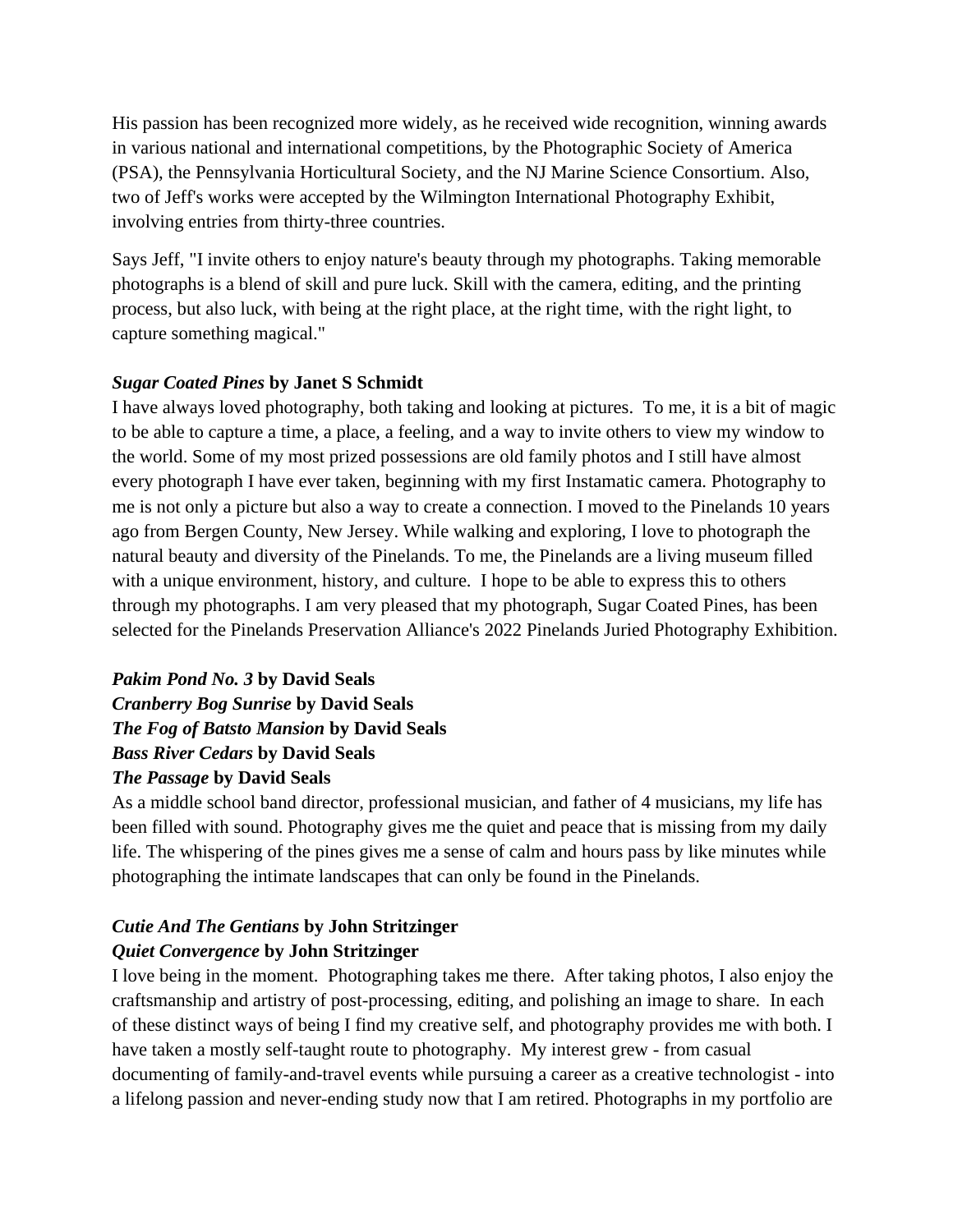His passion has been recognized more widely, as he received wide recognition, winning awards in various national and international competitions, by the Photographic Society of America (PSA), the Pennsylvania Horticultural Society, and the NJ Marine Science Consortium. Also, two of Jeff's works were accepted by the Wilmington International Photography Exhibit, involving entries from thirty-three countries.

Says Jeff, "I invite others to enjoy nature's beauty through my photographs. Taking memorable photographs is a blend of skill and pure luck. Skill with the camera, editing, and the printing process, but also luck, with being at the right place, at the right time, with the right light, to capture something magical."

***Sugar Coated Pines*** **by Janet S Schmidt**

I have always loved photography, both taking and looking at pictures. To me, it is a bit of magic to be able to capture a time, a place, a feeling, and a way to invite others to view my window to the world. Some of my most prized possessions are old family photos and I still have almost every photograph I have ever taken, beginning with my first Instamatic camera. Photography to me is not only a picture but also a way to create a connection. I moved to the Pinelands 10 years ago from Bergen County, New Jersey. While walking and exploring, I love to photograph the natural beauty and diversity of the Pinelands. To me, the Pinelands are a living museum filled with a unique environment, history, and culture. I hope to be able to express this to others through my photographs. I am very pleased that my photograph, Sugar Coated Pines, has been selected for the Pinelands Preservation Alliance's 2022 Pinelands Juried Photography Exhibition.

***Pakim Pond No. 3*** **by David Seals**
***Cranberry Bog Sunrise*** **by David Seals**
***The Fog of Batsto Mansion*** **by David Seals**
***Bass River Cedars*** **by David Seals**
***The Passage*** **by David Seals**

As a middle school band director, professional musician, and father of 4 musicians, my life has been filled with sound. Photography gives me the quiet and peace that is missing from my daily life. The whispering of the pines gives me a sense of calm and hours pass by like minutes while photographing the intimate landscapes that can only be found in the Pinelands.

***Cutie And The Gentians*** **by John Stritzinger**
***Quiet Convergence*** **by John Stritzinger**

I love being in the moment. Photographing takes me there. After taking photos, I also enjoy the craftsmanship and artistry of post-processing, editing, and polishing an image to share. In each of these distinct ways of being I find my creative self, and photography provides me with both. I have taken a mostly self-taught route to photography. My interest grew - from casual documenting of family-and-travel events while pursuing a career as a creative technologist - into a lifelong passion and never-ending study now that I am retired. Photographs in my portfolio are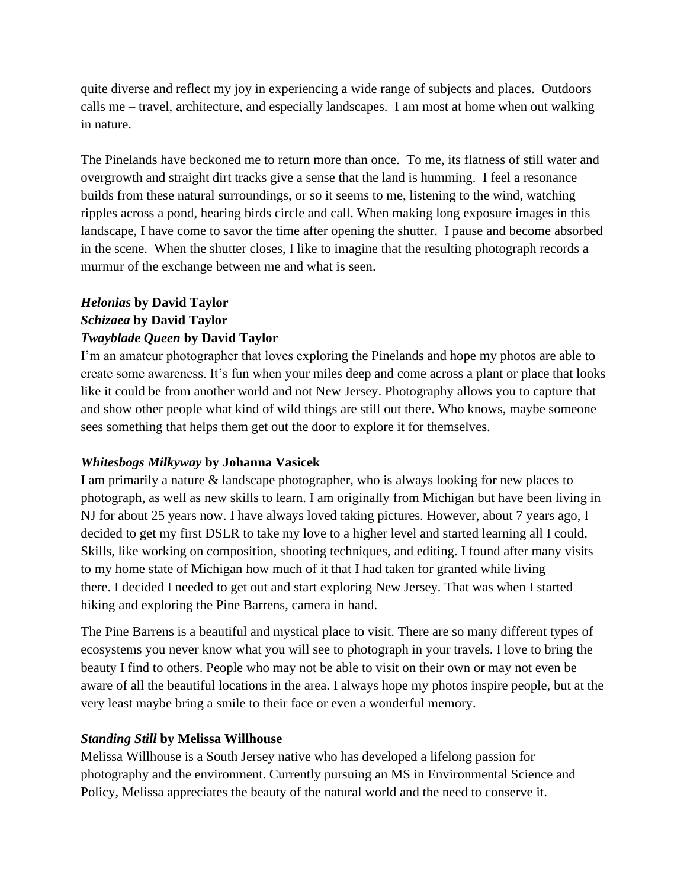quite diverse and reflect my joy in experiencing a wide range of subjects and places. Outdoors calls me – travel, architecture, and especially landscapes. I am most at home when out walking in nature.

The Pinelands have beckoned me to return more than once. To me, its flatness of still water and overgrowth and straight dirt tracks give a sense that the land is humming. I feel a resonance builds from these natural surroundings, or so it seems to me, listening to the wind, watching ripples across a pond, hearing birds circle and call. When making long exposure images in this landscape, I have come to savor the time after opening the shutter. I pause and become absorbed in the scene. When the shutter closes, I like to imagine that the resulting photograph records a murmur of the exchange between me and what is seen.

***Helonias* by David Taylor**
***Schizaea* by David Taylor**
***Twayblade Queen* by David Taylor**

I'm an amateur photographer that loves exploring the Pinelands and hope my photos are able to create some awareness. It's fun when your miles deep and come across a plant or place that looks like it could be from another world and not New Jersey. Photography allows you to capture that and show other people what kind of wild things are still out there. Who knows, maybe someone sees something that helps them get out the door to explore it for themselves.

***Whitesbogs Milkyway* by Johanna Vasicek**

I am primarily a nature & landscape photographer, who is always looking for new places to photograph, as well as new skills to learn. I am originally from Michigan but have been living in NJ for about 25 years now. I have always loved taking pictures. However, about 7 years ago, I decided to get my first DSLR to take my love to a higher level and started learning all I could. Skills, like working on composition, shooting techniques, and editing. I found after many visits to my home state of Michigan how much of it that I had taken for granted while living there. I decided I needed to get out and start exploring New Jersey. That was when I started hiking and exploring the Pine Barrens, camera in hand.

The Pine Barrens is a beautiful and mystical place to visit. There are so many different types of ecosystems you never know what you will see to photograph in your travels. I love to bring the beauty I find to others. People who may not be able to visit on their own or may not even be aware of all the beautiful locations in the area. I always hope my photos inspire people, but at the very least maybe bring a smile to their face or even a wonderful memory.

***Standing Still* by Melissa Willhouse**

Melissa Willhouse is a South Jersey native who has developed a lifelong passion for photography and the environment. Currently pursuing an MS in Environmental Science and Policy, Melissa appreciates the beauty of the natural world and the need to conserve it.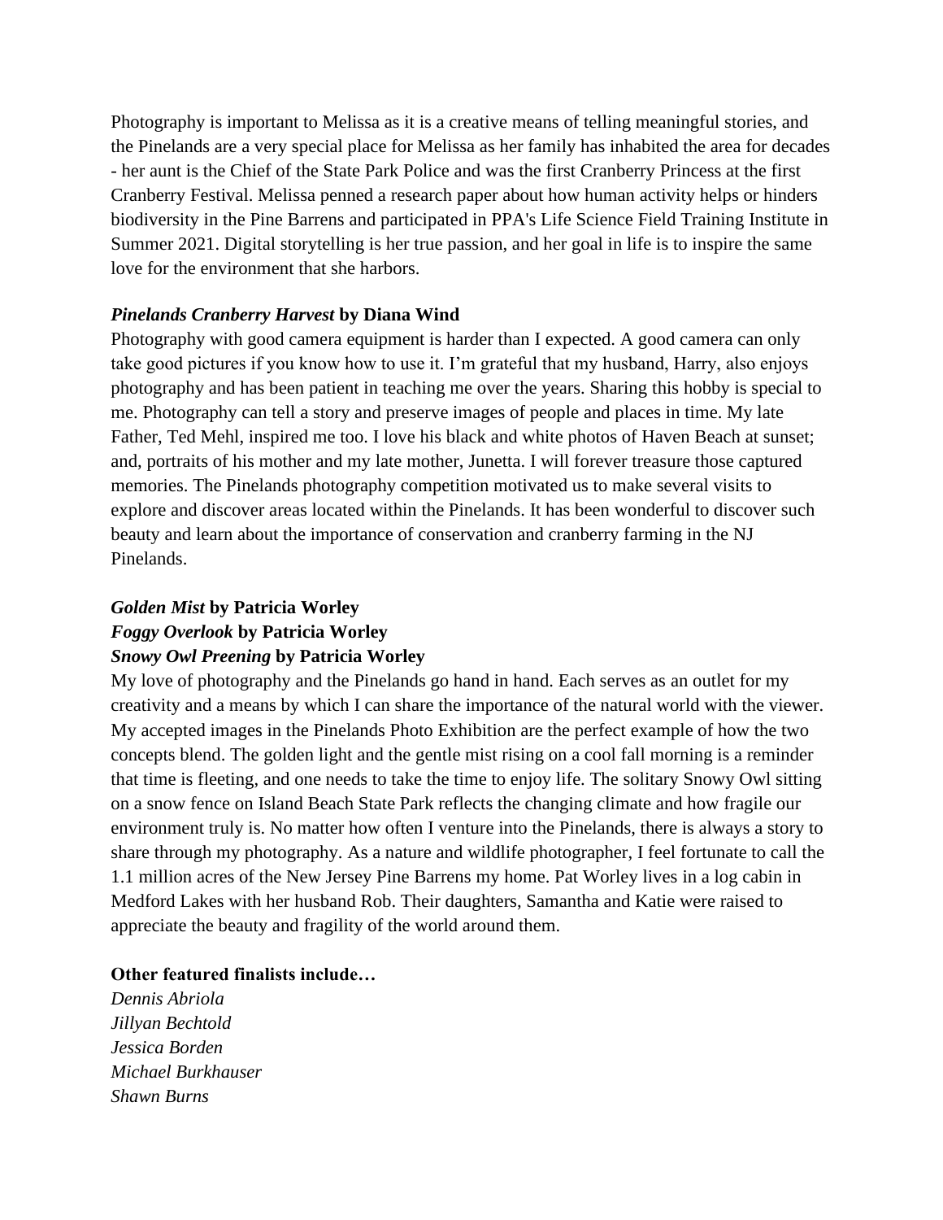Photography is important to Melissa as it is a creative means of telling meaningful stories, and the Pinelands are a very special place for Melissa as her family has inhabited the area for decades - her aunt is the Chief of the State Park Police and was the first Cranberry Princess at the first Cranberry Festival. Melissa penned a research paper about how human activity helps or hinders biodiversity in the Pine Barrens and participated in PPA's Life Science Field Training Institute in Summer 2021. Digital storytelling is her true passion, and her goal in life is to inspire the same love for the environment that she harbors.

***Pinelands Cranberry Harvest*** **by Diana Wind**

Photography with good camera equipment is harder than I expected. A good camera can only take good pictures if you know how to use it. I'm grateful that my husband, Harry, also enjoys photography and has been patient in teaching me over the years. Sharing this hobby is special to me. Photography can tell a story and preserve images of people and places in time. My late Father, Ted Mehl, inspired me too. I love his black and white photos of Haven Beach at sunset; and, portraits of his mother and my late mother, Junetta. I will forever treasure those captured memories. The Pinelands photography competition motivated us to make several visits to explore and discover areas located within the Pinelands. It has been wonderful to discover such beauty and learn about the importance of conservation and cranberry farming in the NJ Pinelands.

***Golden Mist*** **by Patricia Worley**
***Foggy Overlook*** **by Patricia Worley**
***Snowy Owl Preening*** **by Patricia Worley**

My love of photography and the Pinelands go hand in hand. Each serves as an outlet for my creativity and a means by which I can share the importance of the natural world with the viewer. My accepted images in the Pinelands Photo Exhibition are the perfect example of how the two concepts blend. The golden light and the gentle mist rising on a cool fall morning is a reminder that time is fleeting, and one needs to take the time to enjoy life. The solitary Snowy Owl sitting on a snow fence on Island Beach State Park reflects the changing climate and how fragile our environment truly is. No matter how often I venture into the Pinelands, there is always a story to share through my photography. As a nature and wildlife photographer, I feel fortunate to call the 1.1 million acres of the New Jersey Pine Barrens my home. Pat Worley lives in a log cabin in Medford Lakes with her husband Rob. Their daughters, Samantha and Katie were raised to appreciate the beauty and fragility of the world around them.

**Other featured finalists include…**

*Dennis Abriola*
*Jillyan Bechtold*
*Jessica Borden*
*Michael Burkhauser*
*Shawn Burns*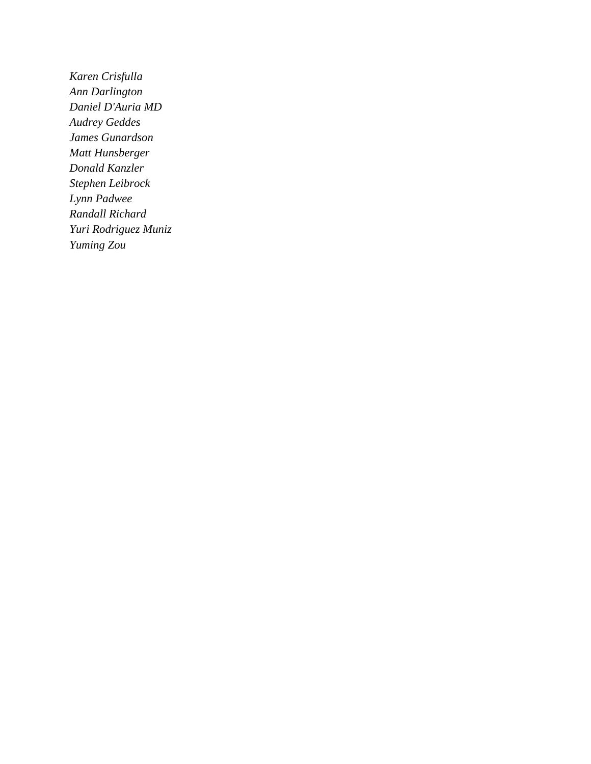*Karen Crisfulla*
*Ann Darlington*
*Daniel D'Auria MD*
*Audrey Geddes*
*James Gunardson*
*Matt Hunsberger*
*Donald Kanzler*
*Stephen Leibrock*
*Lynn Padwee*
*Randall Richard*
*Yuri Rodriguez Muniz*
*Yuming Zou*